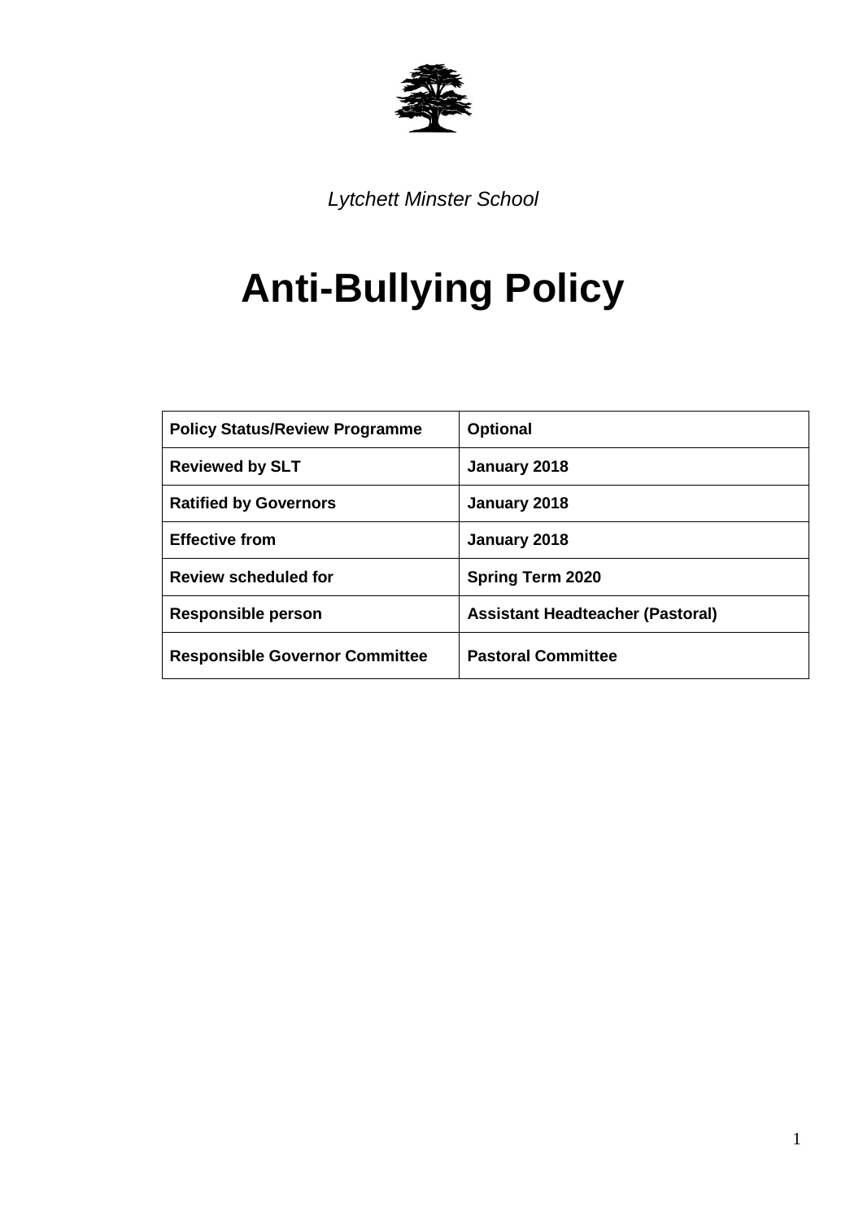*Lytchett Minster School*

# Anti-Bullying Policy

| | |
|---|---|
| **Policy Status/Review Programme** | **Optional** |
| **Reviewed by SLT** | **January 2018** |
| **Ratified by Governors** | **January 2018** |
| **Effective from** | **January 2018** |
| **Review scheduled for** | **Spring Term 2020** |
| **Responsible person** | **Assistant Headteacher (Pastoral)** |
| **Responsible Governor Committee** | **Pastoral Committee** |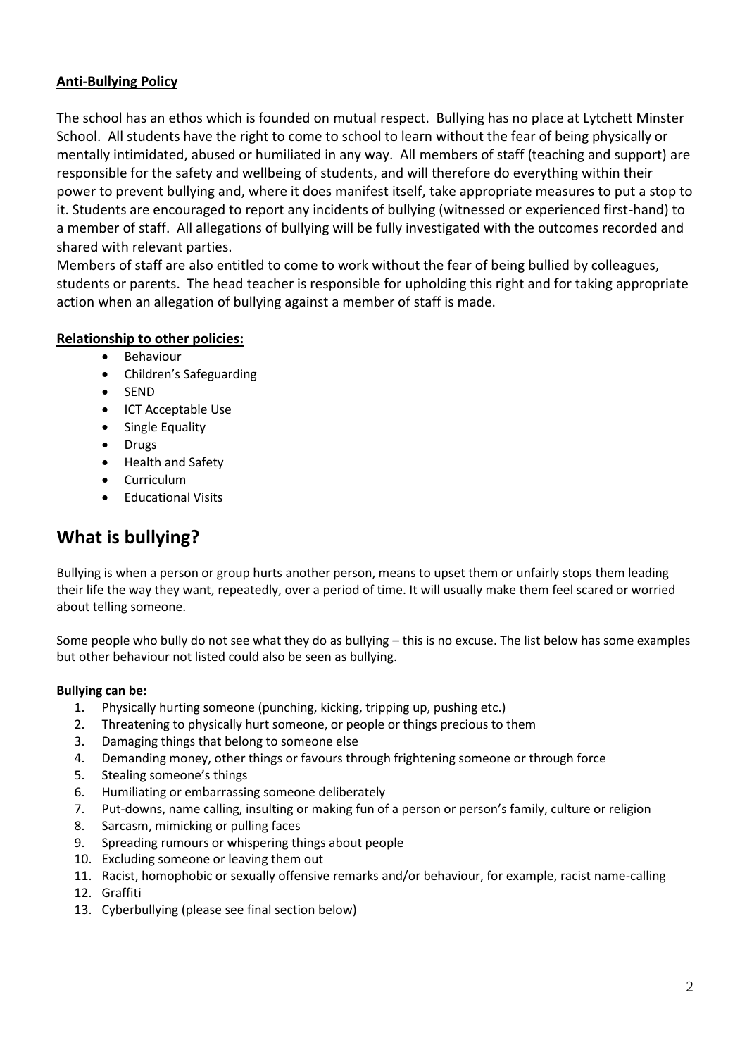**Anti-Bullying Policy**

The school has an ethos which is founded on mutual respect. Bullying has no place at Lytchett Minster School. All students have the right to come to school to learn without the fear of being physically or mentally intimidated, abused or humiliated in any way. All members of staff (teaching and support) are responsible for the safety and wellbeing of students, and will therefore do everything within their power to prevent bullying and, where it does manifest itself, take appropriate measures to put a stop to it. Students are encouraged to report any incidents of bullying (witnessed or experienced first-hand) to a member of staff. All allegations of bullying will be fully investigated with the outcomes recorded and shared with relevant parties.

Members of staff are also entitled to come to work without the fear of being bullied by colleagues, students or parents. The head teacher is responsible for upholding this right and for taking appropriate action when an allegation of bullying against a member of staff is made.

**Relationship to other policies:**

- Behaviour
- Children's Safeguarding
- SEND
- ICT Acceptable Use
- Single Equality
- Drugs
- Health and Safety
- Curriculum
- Educational Visits

# What is bullying?

Bullying is when a person or group hurts another person, means to upset them or unfairly stops them leading their life the way they want, repeatedly, over a period of time. It will usually make them feel scared or worried about telling someone.

Some people who bully do not see what they do as bullying – this is no excuse. The list below has some examples but other behaviour not listed could also be seen as bullying.

**Bullying can be:**

1. Physically hurting someone (punching, kicking, tripping up, pushing etc.)
2. Threatening to physically hurt someone, or people or things precious to them
3. Damaging things that belong to someone else
4. Demanding money, other things or favours through frightening someone or through force
5. Stealing someone's things
6. Humiliating or embarrassing someone deliberately
7. Put-downs, name calling, insulting or making fun of a person or person's family, culture or religion
8. Sarcasm, mimicking or pulling faces
9. Spreading rumours or whispering things about people
10. Excluding someone or leaving them out
11. Racist, homophobic or sexually offensive remarks and/or behaviour, for example, racist name-calling
12. Graffiti
13. Cyberbullying (please see final section below)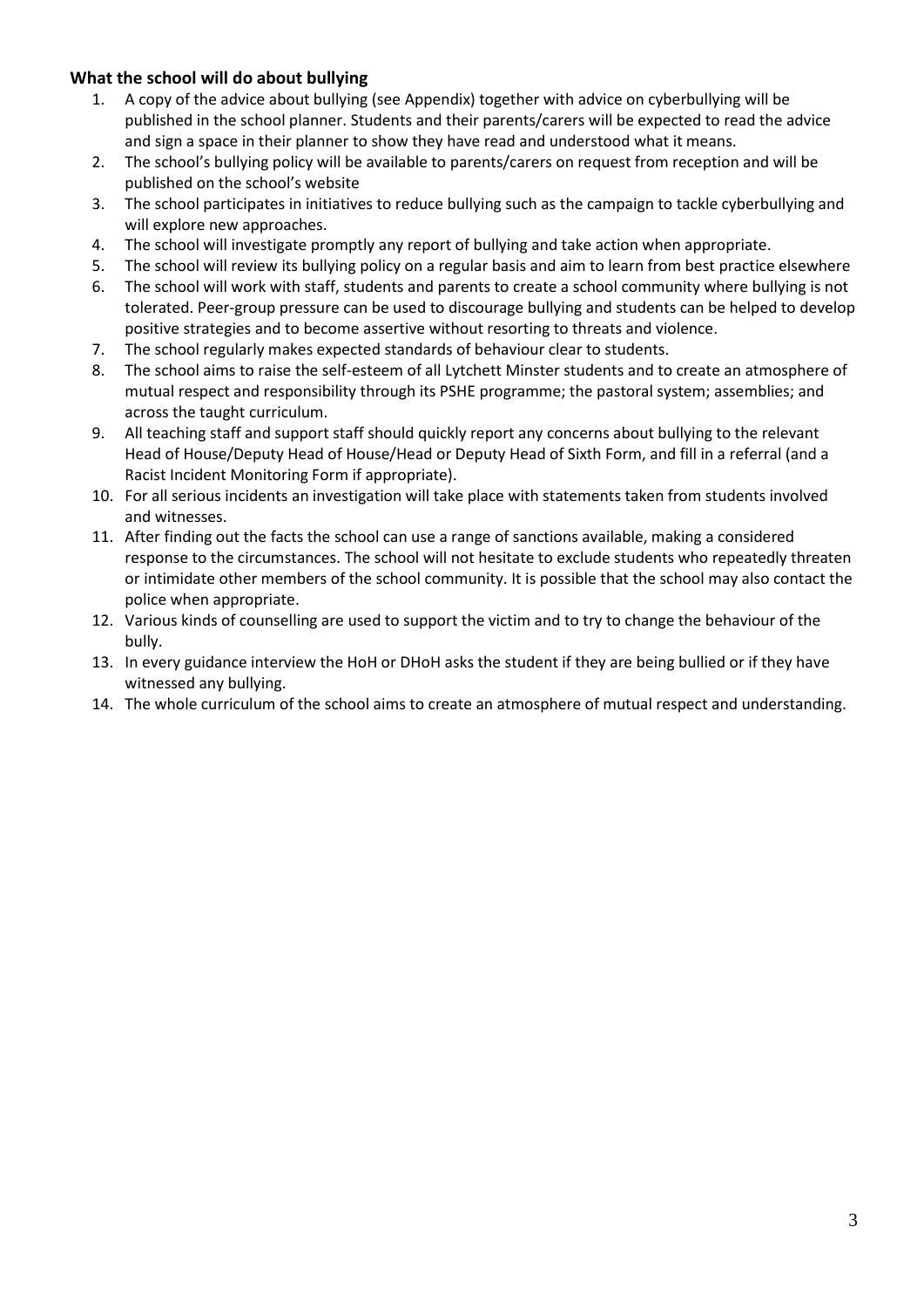### What the school will do about bullying

1. A copy of the advice about bullying (see Appendix) together with advice on cyberbullying will be published in the school planner. Students and their parents/carers will be expected to read the advice and sign a space in their planner to show they have read and understood what it means.
2. The school's bullying policy will be available to parents/carers on request from reception and will be published on the school's website
3. The school participates in initiatives to reduce bullying such as the campaign to tackle cyberbullying and will explore new approaches.
4. The school will investigate promptly any report of bullying and take action when appropriate.
5. The school will review its bullying policy on a regular basis and aim to learn from best practice elsewhere
6. The school will work with staff, students and parents to create a school community where bullying is not tolerated. Peer-group pressure can be used to discourage bullying and students can be helped to develop positive strategies and to become assertive without resorting to threats and violence.
7. The school regularly makes expected standards of behaviour clear to students.
8. The school aims to raise the self-esteem of all Lytchett Minster students and to create an atmosphere of mutual respect and responsibility through its PSHE programme; the pastoral system; assemblies; and across the taught curriculum.
9. All teaching staff and support staff should quickly report any concerns about bullying to the relevant Head of House/Deputy Head of House/Head or Deputy Head of Sixth Form, and fill in a referral (and a Racist Incident Monitoring Form if appropriate).
10. For all serious incidents an investigation will take place with statements taken from students involved and witnesses.
11. After finding out the facts the school can use a range of sanctions available, making a considered response to the circumstances. The school will not hesitate to exclude students who repeatedly threaten or intimidate other members of the school community. It is possible that the school may also contact the police when appropriate.
12. Various kinds of counselling are used to support the victim and to try to change the behaviour of the bully.
13. In every guidance interview the HoH or DHoH asks the student if they are being bullied or if they have witnessed any bullying.
14. The whole curriculum of the school aims to create an atmosphere of mutual respect and understanding.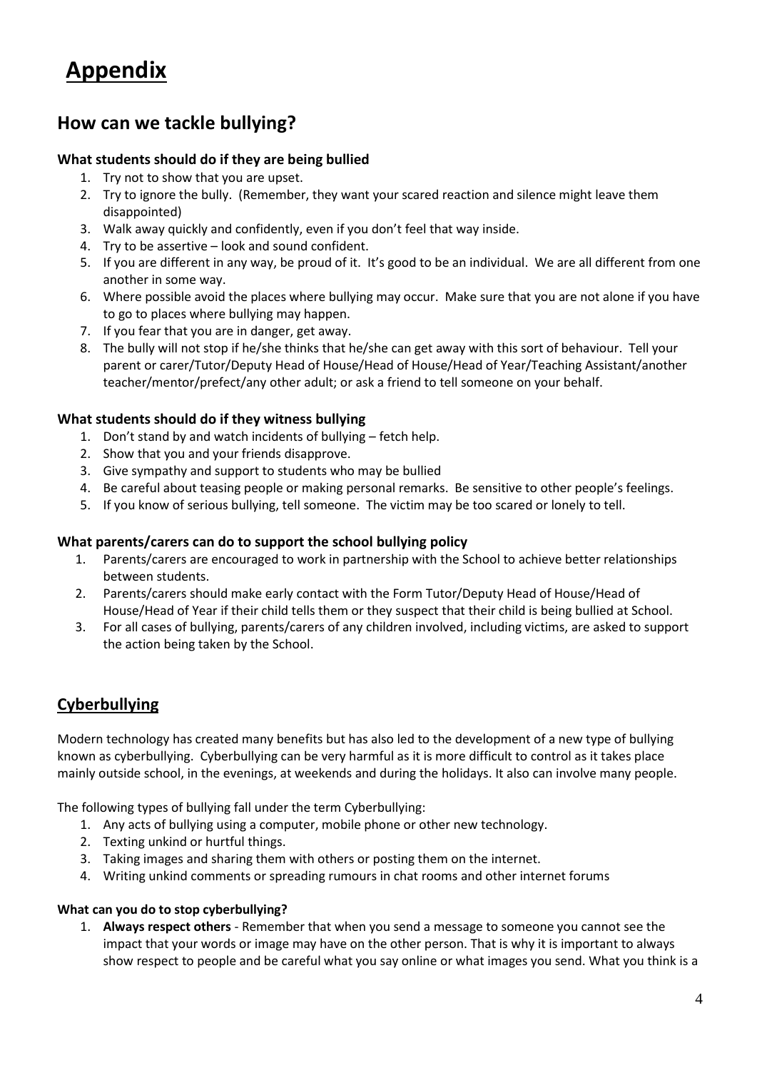# Appendix

## How can we tackle bullying?

### What students should do if they are being bullied

1. Try not to show that you are upset.
2. Try to ignore the bully. (Remember, they want your scared reaction and silence might leave them disappointed)
3. Walk away quickly and confidently, even if you don't feel that way inside.
4. Try to be assertive – look and sound confident.
5. If you are different in any way, be proud of it. It's good to be an individual. We are all different from one another in some way.
6. Where possible avoid the places where bullying may occur. Make sure that you are not alone if you have to go to places where bullying may happen.
7. If you fear that you are in danger, get away.
8. The bully will not stop if he/she thinks that he/she can get away with this sort of behaviour. Tell your parent or carer/Tutor/Deputy Head of House/Head of House/Head of Year/Teaching Assistant/another teacher/mentor/prefect/any other adult; or ask a friend to tell someone on your behalf.

### What students should do if they witness bullying

1. Don't stand by and watch incidents of bullying – fetch help.
2. Show that you and your friends disapprove.
3. Give sympathy and support to students who may be bullied
4. Be careful about teasing people or making personal remarks. Be sensitive to other people's feelings.
5. If you know of serious bullying, tell someone. The victim may be too scared or lonely to tell.

### What parents/carers can do to support the school bullying policy

1. Parents/carers are encouraged to work in partnership with the School to achieve better relationships between students.
2. Parents/carers should make early contact with the Form Tutor/Deputy Head of House/Head of House/Head of Year if their child tells them or they suspect that their child is being bullied at School.
3. For all cases of bullying, parents/carers of any children involved, including victims, are asked to support the action being taken by the School.

## Cyberbullying

Modern technology has created many benefits but has also led to the development of a new type of bullying known as cyberbullying. Cyberbullying can be very harmful as it is more difficult to control as it takes place mainly outside school, in the evenings, at weekends and during the holidays. It also can involve many people.

The following types of bullying fall under the term Cyberbullying:

1. Any acts of bullying using a computer, mobile phone or other new technology.
2. Texting unkind or hurtful things.
3. Taking images and sharing them with others or posting them on the internet.
4. Writing unkind comments or spreading rumours in chat rooms and other internet forums

#### What can you do to stop cyberbullying?

1. **Always respect others** - Remember that when you send a message to someone you cannot see the impact that your words or image may have on the other person. That is why it is important to always show respect to people and be careful what you say online or what images you send. What you think is a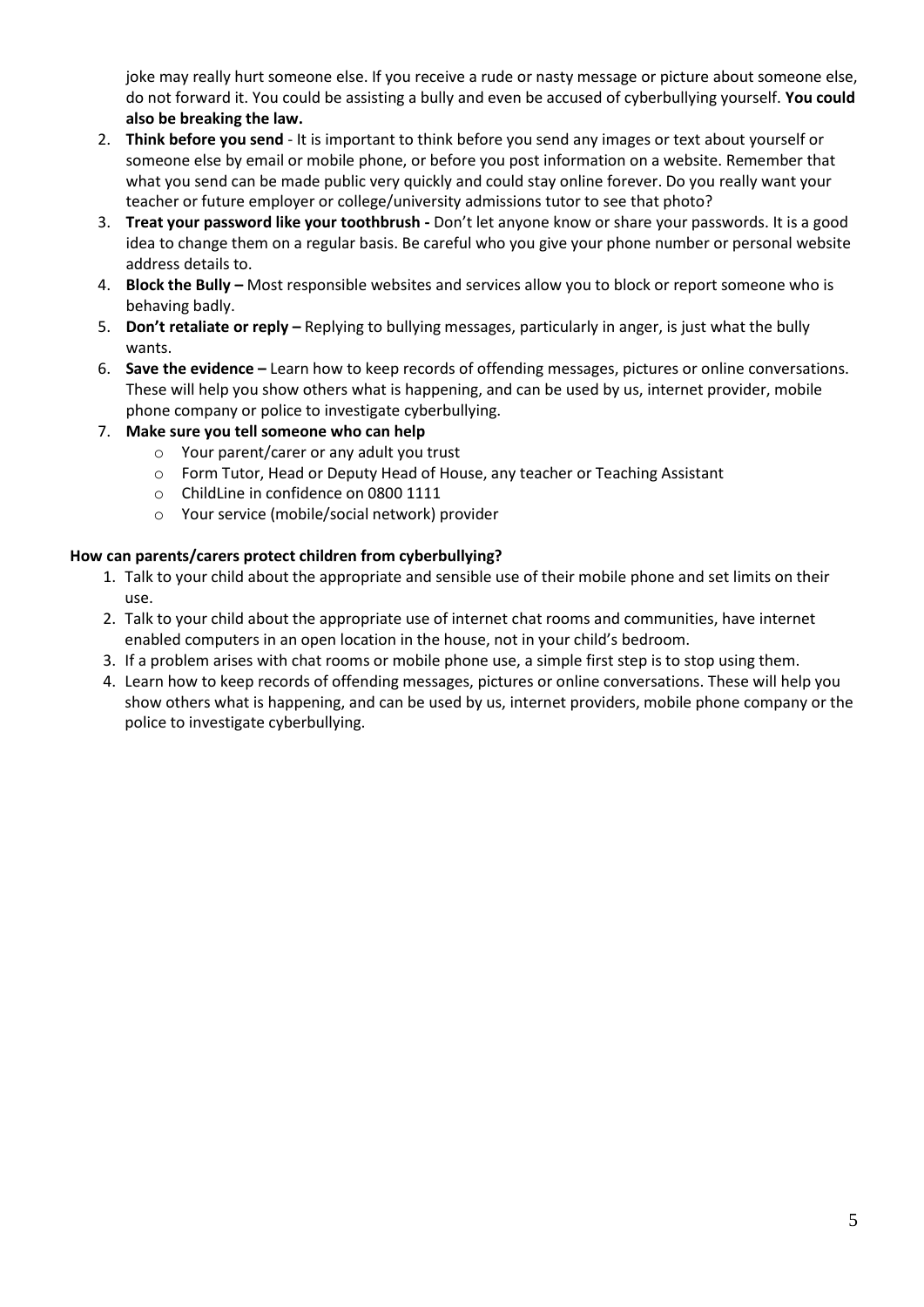joke may really hurt someone else. If you receive a rude or nasty message or picture about someone else, do not forward it. You could be assisting a bully and even be accused of cyberbullying yourself. **You could also be breaking the law.**

2. **Think before you send** - It is important to think before you send any images or text about yourself or someone else by email or mobile phone, or before you post information on a website. Remember that what you send can be made public very quickly and could stay online forever. Do you really want your teacher or future employer or college/university admissions tutor to see that photo?
3. **Treat your password like your toothbrush -** Don't let anyone know or share your passwords. It is a good idea to change them on a regular basis. Be careful who you give your phone number or personal website address details to.
4. **Block the Bully –** Most responsible websites and services allow you to block or report someone who is behaving badly.
5. **Don't retaliate or reply –** Replying to bullying messages, particularly in anger, is just what the bully wants.
6. **Save the evidence –** Learn how to keep records of offending messages, pictures or online conversations. These will help you show others what is happening, and can be used by us, internet provider, mobile phone company or police to investigate cyberbullying.
7. **Make sure you tell someone who can help**
    - Your parent/carer or any adult you trust
    - Form Tutor, Head or Deputy Head of House, any teacher or Teaching Assistant
    - ChildLine in confidence on 0800 1111
    - Your service (mobile/social network) provider

**How can parents/carers protect children from cyberbullying?**

1. Talk to your child about the appropriate and sensible use of their mobile phone and set limits on their use.
2. Talk to your child about the appropriate use of internet chat rooms and communities, have internet enabled computers in an open location in the house, not in your child's bedroom.
3. If a problem arises with chat rooms or mobile phone use, a simple first step is to stop using them.
4. Learn how to keep records of offending messages, pictures or online conversations. These will help you show others what is happening, and can be used by us, internet providers, mobile phone company or the police to investigate cyberbullying.